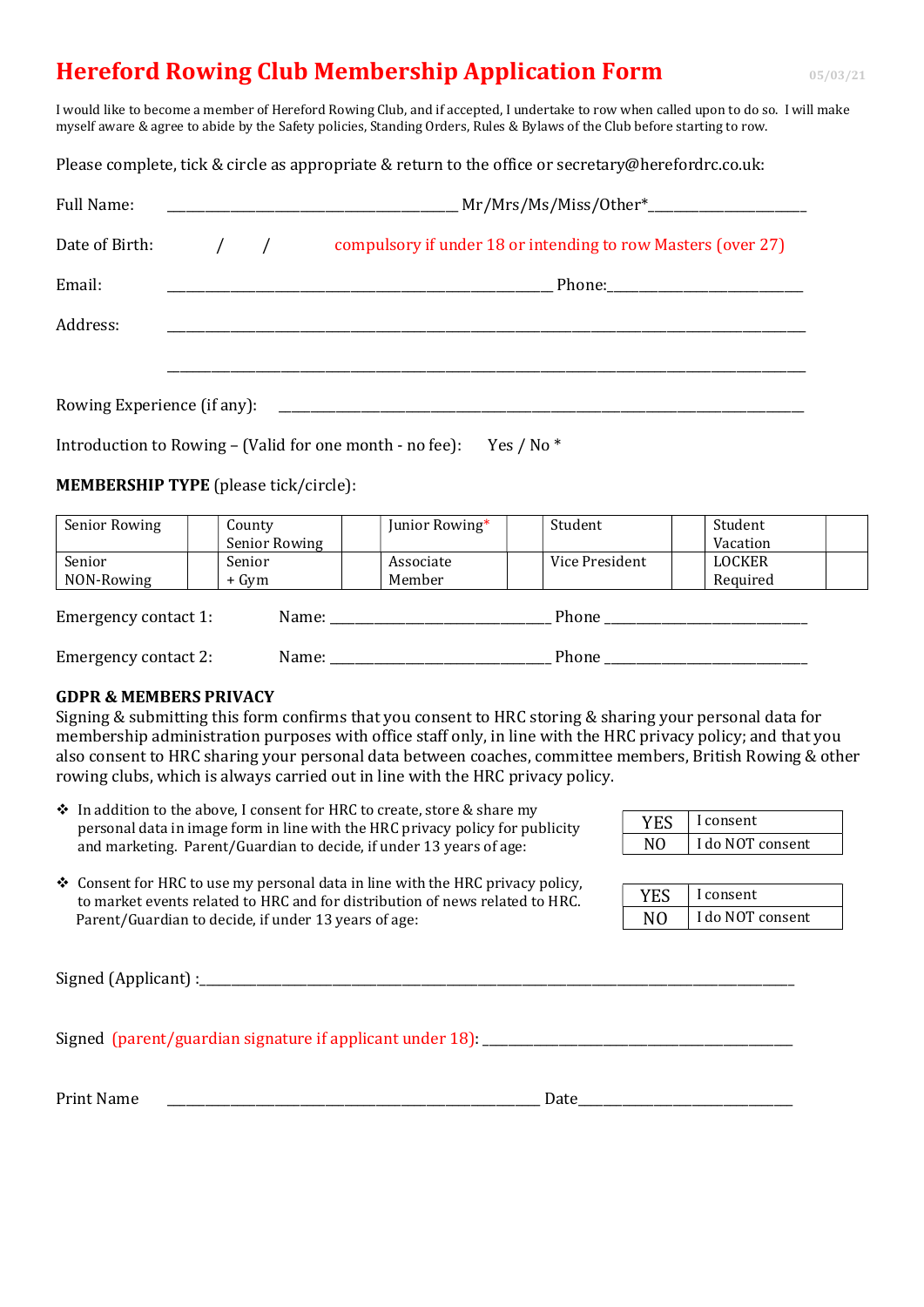# Hereford Rowing Club Membership Application Form

05/03/21

I would like to become a member of Hereford Rowing Club, and if accepted, I undertake to row when called upon to do so. I will make myself aware & agree to abide by the Safety policies, Standing Orders, Rules & Bylaws of the Club before starting to row.

Please complete, tick & circle as appropriate & return to the office or secretary@herefordrc.co.uk:

Full Name: ______________________________________ Mr/Mrs/Ms/Miss/Other*_____________________

Date of Birth: &nbsp;&nbsp;&nbsp;&nbsp;/ &nbsp;&nbsp;&nbsp;&nbsp;/ &nbsp;&nbsp;&nbsp;&nbsp;compulsory if under 18 or intending to row Masters (over 27)

Email: __________________________________________________ Phone:_________________________

Address: _____________________________________________________________________________

_____________________________________________________________________________

Rowing Experience (if any): ____________________________________________________________________

Introduction to Rowing – (Valid for one month - no fee): &nbsp;&nbsp;&nbsp;Yes / No *

**MEMBERSHIP TYPE** (please tick/circle):

| Senior Rowing | | County Senior Rowing | | Junior Rowing* | | Student | | Student Vacation | |
|---|---|---|---|---|---|---|---|---|---|
| Senior NON-Rowing | | Senior + Gym | | Associate Member | | Vice President | | LOCKER Required | |

Emergency contact 1: &nbsp;&nbsp;&nbsp;Name: _____________________________ Phone ___________________________

Emergency contact 2: &nbsp;&nbsp;&nbsp;Name: _____________________________ Phone ___________________________

**GDPR & MEMBERS PRIVACY**

Signing & submitting this form confirms that you consent to HRC storing & sharing your personal data for membership administration purposes with office staff only, in line with the HRC privacy policy; and that you also consent to HRC sharing your personal data between coaches, committee members, British Rowing & other rowing clubs, which is always carried out in line with the HRC privacy policy.

- In addition to the above, I consent for HRC to create, store & share my personal data in image form in line with the HRC privacy policy for publicity and marketing. Parent/Guardian to decide, if under 13 years of age:

| YES | I consent |
|---|---|
| NO | I do NOT consent |

- Consent for HRC to use my personal data in line with the HRC privacy policy, to market events related to HRC and for distribution of news related to HRC. Parent/Guardian to decide, if under 13 years of age:

| YES | I consent |
|---|---|
| NO | I do NOT consent |

Signed (Applicant) :_______________________________________________________________________________

Signed (parent/guardian signature if applicant under 18): ___________________________________________

Print Name ___________________________________________________ Date___________________________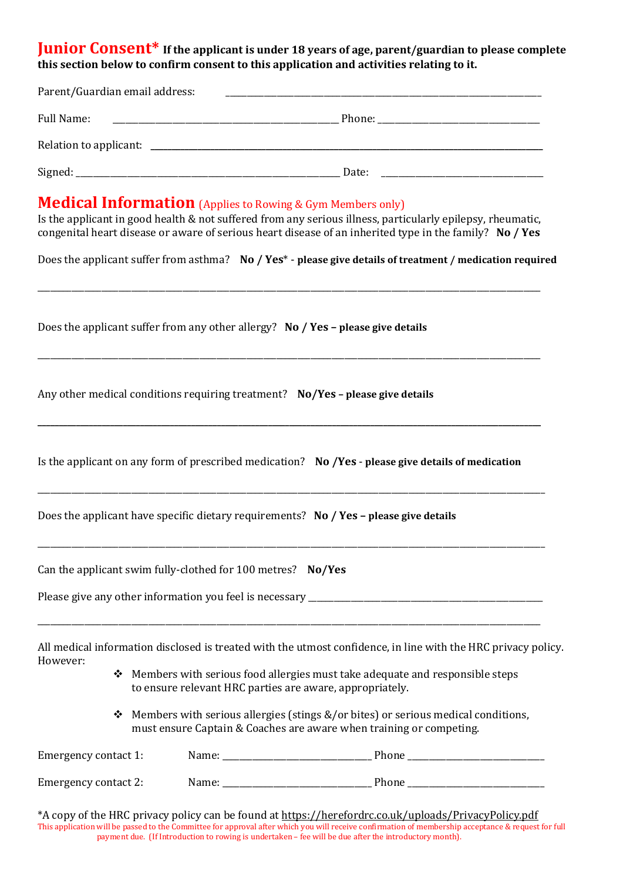## Junior Consent* **If the applicant is under 18 years of age, parent/guardian to please complete this section below to confirm consent to this application and activities relating to it.**

Parent/Guardian email address: ___________________________________________

Full Name: ______________________________ Phone: ______________________

Relation to applicant: ___________________________________________

Signed: ____________________________________ Date: ______________________

## Medical Information (Applies to Rowing & Gym Members only)

Is the applicant in good health & not suffered from any serious illness, particularly epilepsy, rheumatic, congenital heart disease or aware of serious heart disease of an inherited type in the family? **No / Yes**

Does the applicant suffer from asthma? **No / Yes*** - **please give details of treatment / medication required**

___________________________________________________________________________

Does the applicant suffer from any other allergy? **No / Yes – please give details**

___________________________________________________________________________

Any other medical conditions requiring treatment? **No/Yes – please give details**

___________________________________________________________________________

Is the applicant on any form of prescribed medication? **No /Yes - please give details of medication**

___________________________________________________________________________

Does the applicant have specific dietary requirements? **No / Yes – please give details**

___________________________________________________________________________

Can the applicant swim fully-clothed for 100 metres? **No/Yes**

Please give any other information you feel is necessary ______________________________

___________________________________________________________________________

All medical information disclosed is treated with the utmost confidence, in line with the HRC privacy policy. However:

- Members with serious food allergies must take adequate and responsible steps to ensure relevant HRC parties are aware, appropriately.
- Members with serious allergies (stings &/or bites) or serious medical conditions, must ensure Captain & Coaches are aware when training or competing.

Emergency contact 1: Name: ______________________ Phone ______________________

Emergency contact 2: Name: ______________________ Phone ______________________

*A copy of the HRC privacy policy can be found at https://herefordrc.co.uk/uploads/PrivacyPolicy.pdf

This application will be passed to the Committee for approval after which you will receive confirmation of membership acceptance & request for full payment due. (If Introduction to rowing is undertaken – fee will be due after the introductory month).